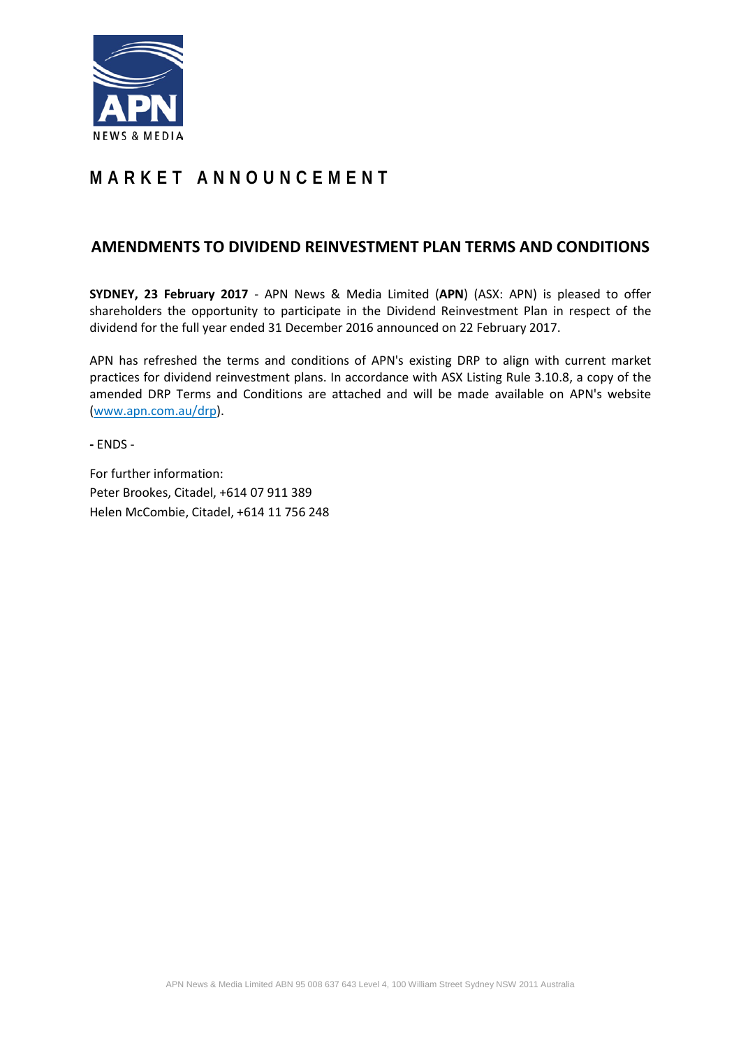APN NEWS & MEDIA

# MARKET ANNOUNCEMENT

## AMENDMENTS TO DIVIDEND REINVESTMENT PLAN TERMS AND CONDITIONS

**SYDNEY, 23 February 2017** - APN News & Media Limited (**APN**) (ASX: APN) is pleased to offer shareholders the opportunity to participate in the Dividend Reinvestment Plan in respect of the dividend for the full year ended 31 December 2016 announced on 22 February 2017.

APN has refreshed the terms and conditions of APN's existing DRP to align with current market practices for dividend reinvestment plans. In accordance with ASX Listing Rule 3.10.8, a copy of the amended DRP Terms and Conditions are attached and will be made available on APN's website (www.apn.com.au/drp).

**-** ENDS -

For further information:
Peter Brookes, Citadel, +614 07 911 389
Helen McCombie, Citadel, +614 11 756 248

APN News & Media Limited ABN 95 008 637 643 Level 4, 100 William Street Sydney NSW 2011 Australia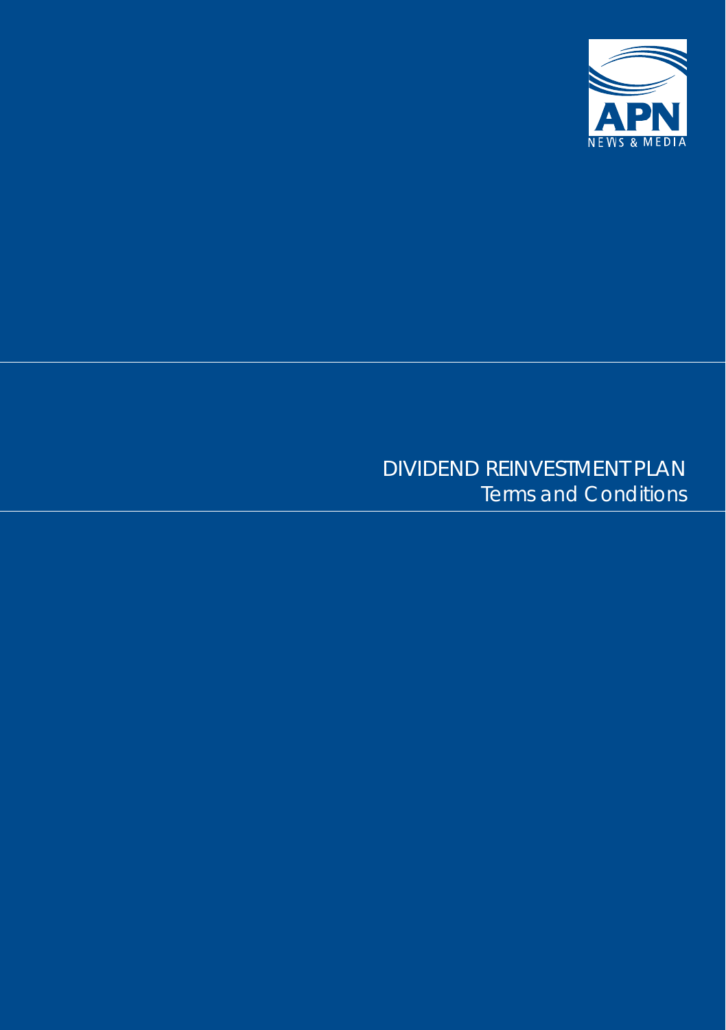APN NEWS & MEDIA

# DIVIDEND REINVESTMENT PLAN

Terms and Conditions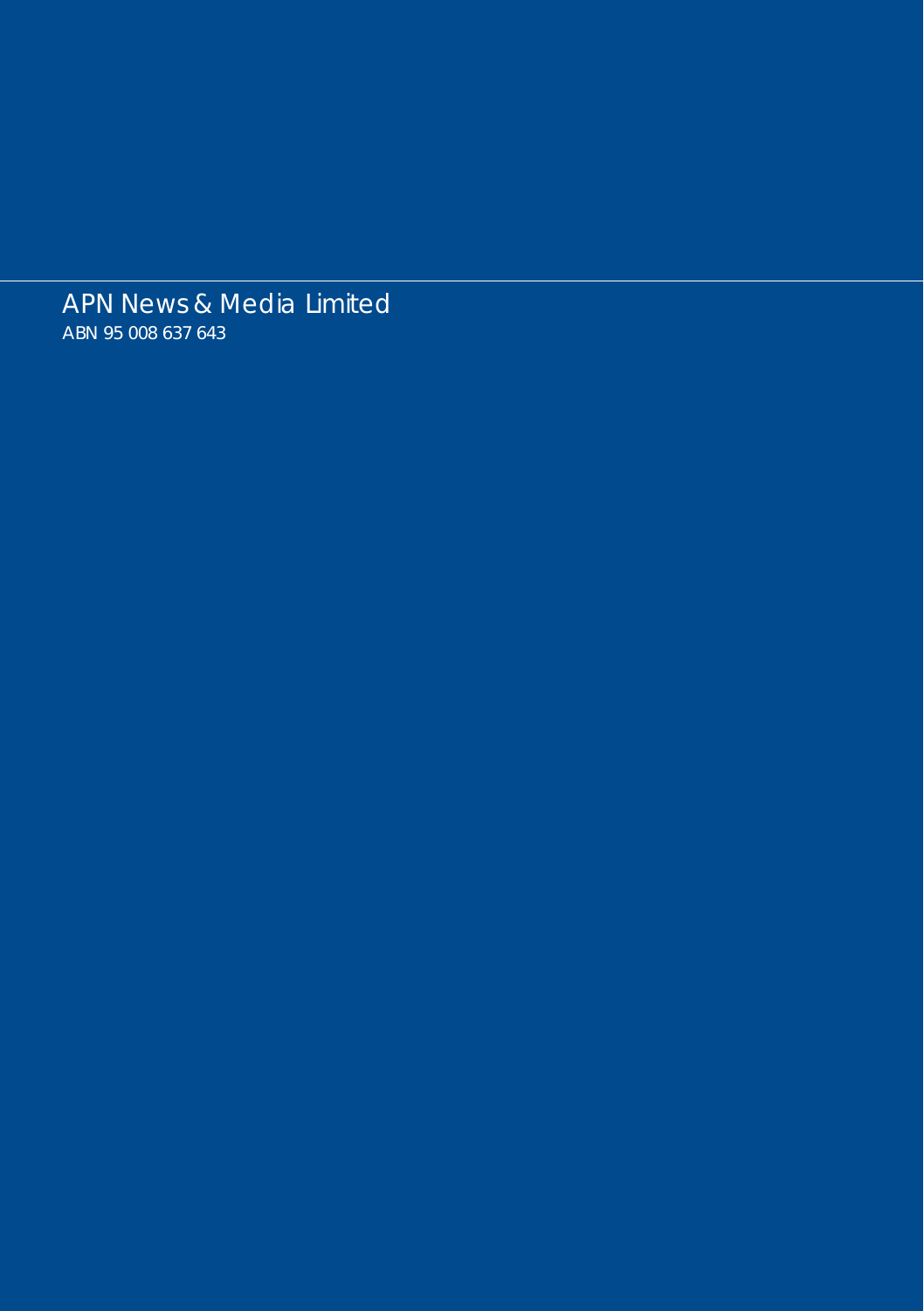APN News & Media Limited

ABN 95 008 637 643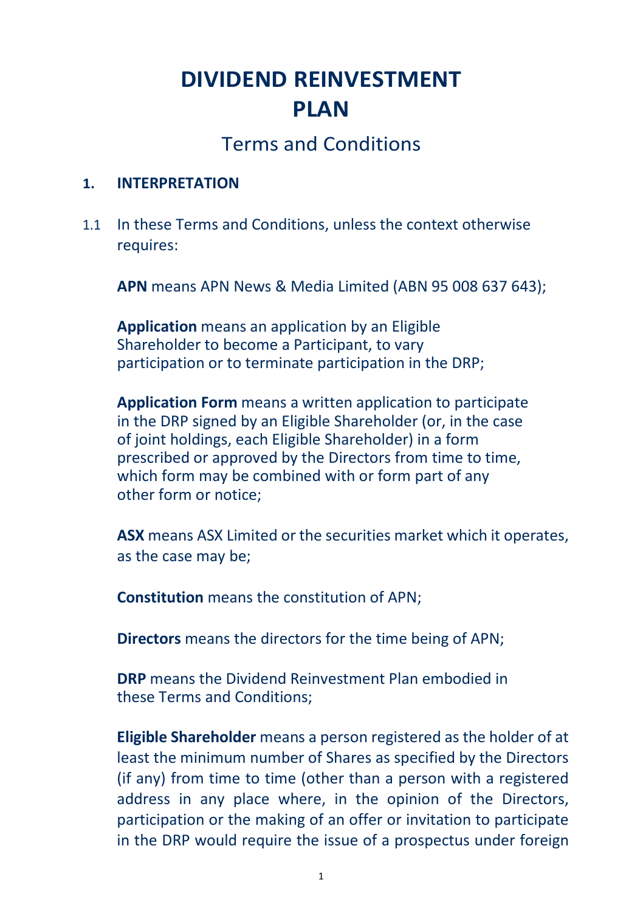# DIVIDEND REINVESTMENT PLAN

## Terms and Conditions

### 1. INTERPRETATION

1.1 In these Terms and Conditions, unless the context otherwise requires:

**APN** means APN News & Media Limited (ABN 95 008 637 643);

**Application** means an application by an Eligible Shareholder to become a Participant, to vary participation or to terminate participation in the DRP;

**Application Form** means a written application to participate in the DRP signed by an Eligible Shareholder (or, in the case of joint holdings, each Eligible Shareholder) in a form prescribed or approved by the Directors from time to time, which form may be combined with or form part of any other form or notice;

**ASX** means ASX Limited or the securities market which it operates, as the case may be;

**Constitution** means the constitution of APN;

**Directors** means the directors for the time being of APN;

**DRP** means the Dividend Reinvestment Plan embodied in these Terms and Conditions;

**Eligible Shareholder** means a person registered as the holder of at least the minimum number of Shares as specified by the Directors (if any) from time to time (other than a person with a registered address in any place where, in the opinion of the Directors, participation or the making of an offer or invitation to participate in the DRP would require the issue of a prospectus under foreign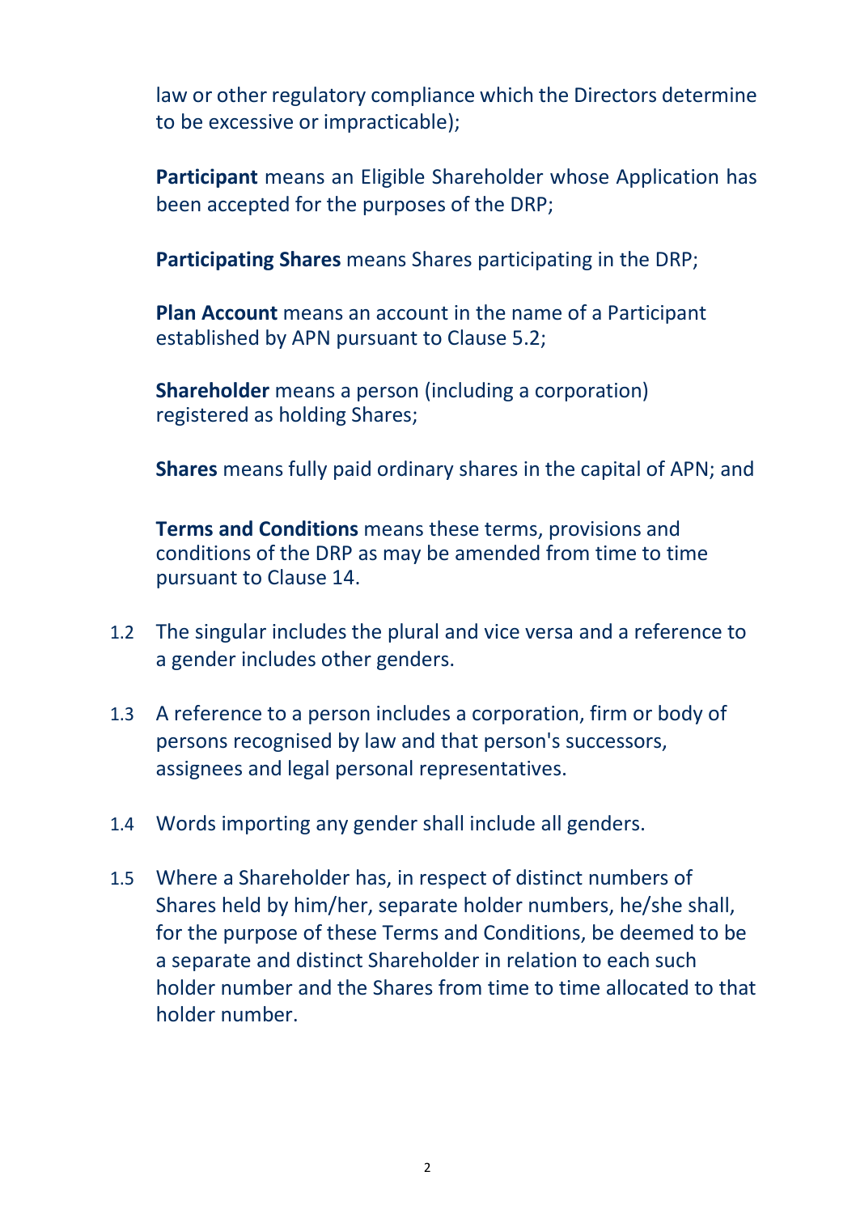law or other regulatory compliance which the Directors determine to be excessive or impracticable);

**Participant** means an Eligible Shareholder whose Application has been accepted for the purposes of the DRP;

**Participating Shares** means Shares participating in the DRP;

**Plan Account** means an account in the name of a Participant established by APN pursuant to Clause 5.2;

**Shareholder** means a person (including a corporation) registered as holding Shares;

**Shares** means fully paid ordinary shares in the capital of APN; and

**Terms and Conditions** means these terms, provisions and conditions of the DRP as may be amended from time to time pursuant to Clause 14.

1.2 The singular includes the plural and vice versa and a reference to a gender includes other genders.

1.3 A reference to a person includes a corporation, firm or body of persons recognised by law and that person's successors, assignees and legal personal representatives.

1.4 Words importing any gender shall include all genders.

1.5 Where a Shareholder has, in respect of distinct numbers of Shares held by him/her, separate holder numbers, he/she shall, for the purpose of these Terms and Conditions, be deemed to be a separate and distinct Shareholder in relation to each such holder number and the Shares from time to time allocated to that holder number.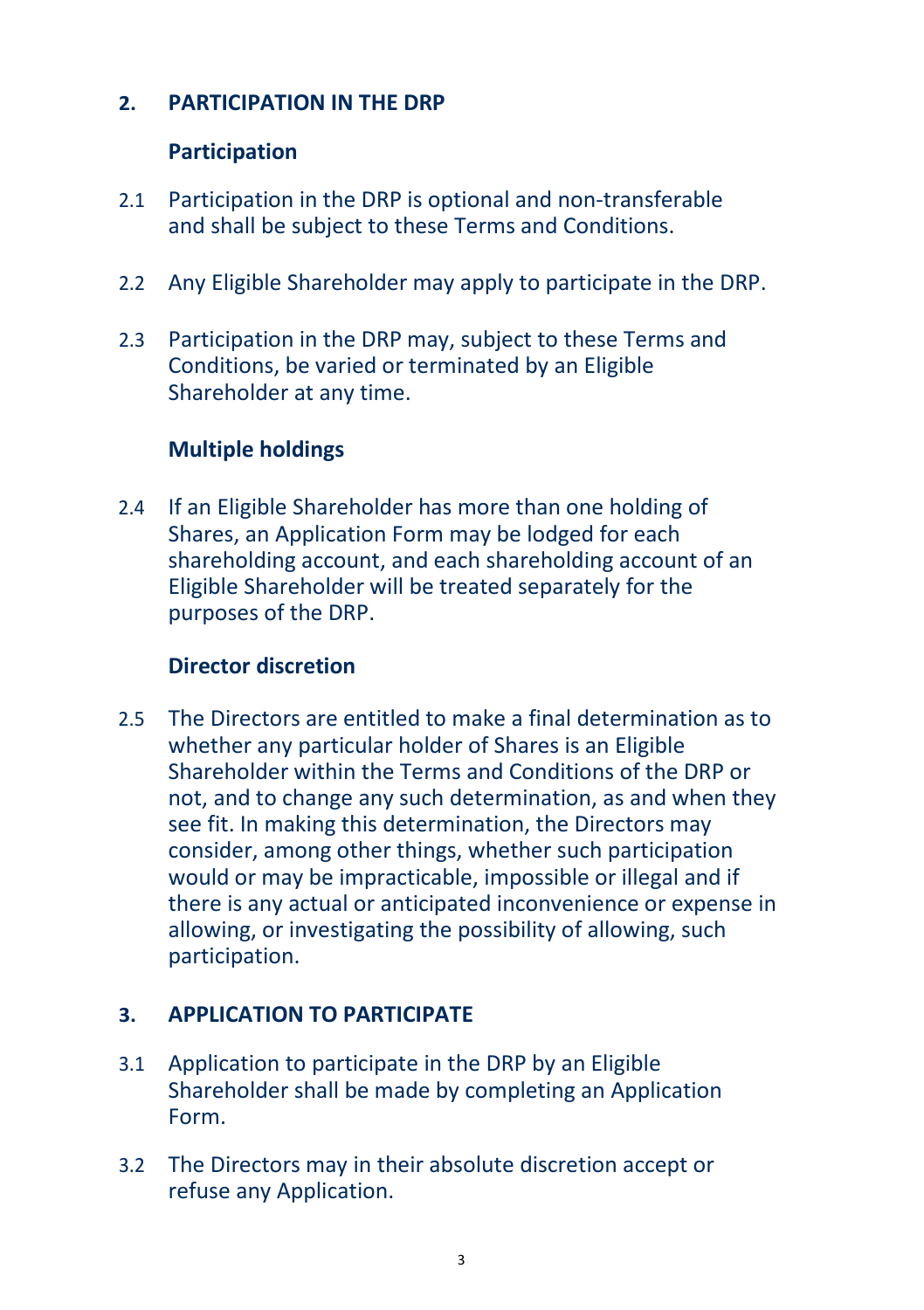## 2. PARTICIPATION IN THE DRP

### Participation

2.1 Participation in the DRP is optional and non-transferable and shall be subject to these Terms and Conditions.

2.2 Any Eligible Shareholder may apply to participate in the DRP.

2.3 Participation in the DRP may, subject to these Terms and Conditions, be varied or terminated by an Eligible Shareholder at any time.

### Multiple holdings

2.4 If an Eligible Shareholder has more than one holding of Shares, an Application Form may be lodged for each shareholding account, and each shareholding account of an Eligible Shareholder will be treated separately for the purposes of the DRP.

### Director discretion

2.5 The Directors are entitled to make a final determination as to whether any particular holder of Shares is an Eligible Shareholder within the Terms and Conditions of the DRP or not, and to change any such determination, as and when they see fit. In making this determination, the Directors may consider, among other things, whether such participation would or may be impracticable, impossible or illegal and if there is any actual or anticipated inconvenience or expense in allowing, or investigating the possibility of allowing, such participation.

## 3. APPLICATION TO PARTICIPATE

3.1 Application to participate in the DRP by an Eligible Shareholder shall be made by completing an Application Form.

3.2 The Directors may in their absolute discretion accept or refuse any Application.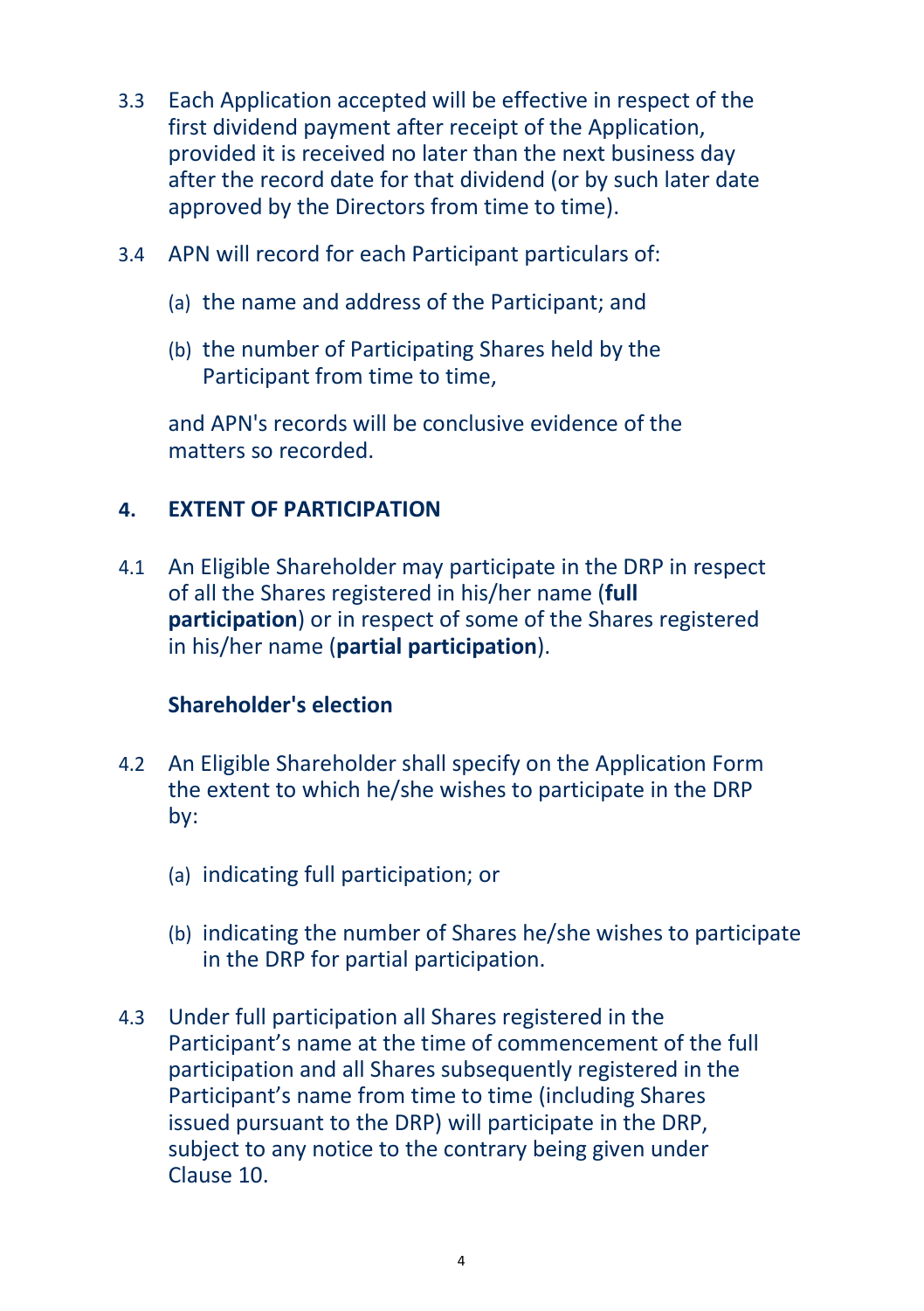3.3 Each Application accepted will be effective in respect of the first dividend payment after receipt of the Application, provided it is received no later than the next business day after the record date for that dividend (or by such later date approved by the Directors from time to time).

3.4 APN will record for each Participant particulars of:

(a) the name and address of the Participant; and

(b) the number of Participating Shares held by the Participant from time to time,

and APN's records will be conclusive evidence of the matters so recorded.

## 4. EXTENT OF PARTICIPATION

4.1 An Eligible Shareholder may participate in the DRP in respect of all the Shares registered in his/her name (**full participation**) or in respect of some of the Shares registered in his/her name (**partial participation**).

### Shareholder's election

4.2 An Eligible Shareholder shall specify on the Application Form the extent to which he/she wishes to participate in the DRP by:

(a) indicating full participation; or

(b) indicating the number of Shares he/she wishes to participate in the DRP for partial participation.

4.3 Under full participation all Shares registered in the Participant's name at the time of commencement of the full participation and all Shares subsequently registered in the Participant's name from time to time (including Shares issued pursuant to the DRP) will participate in the DRP, subject to any notice to the contrary being given under Clause 10.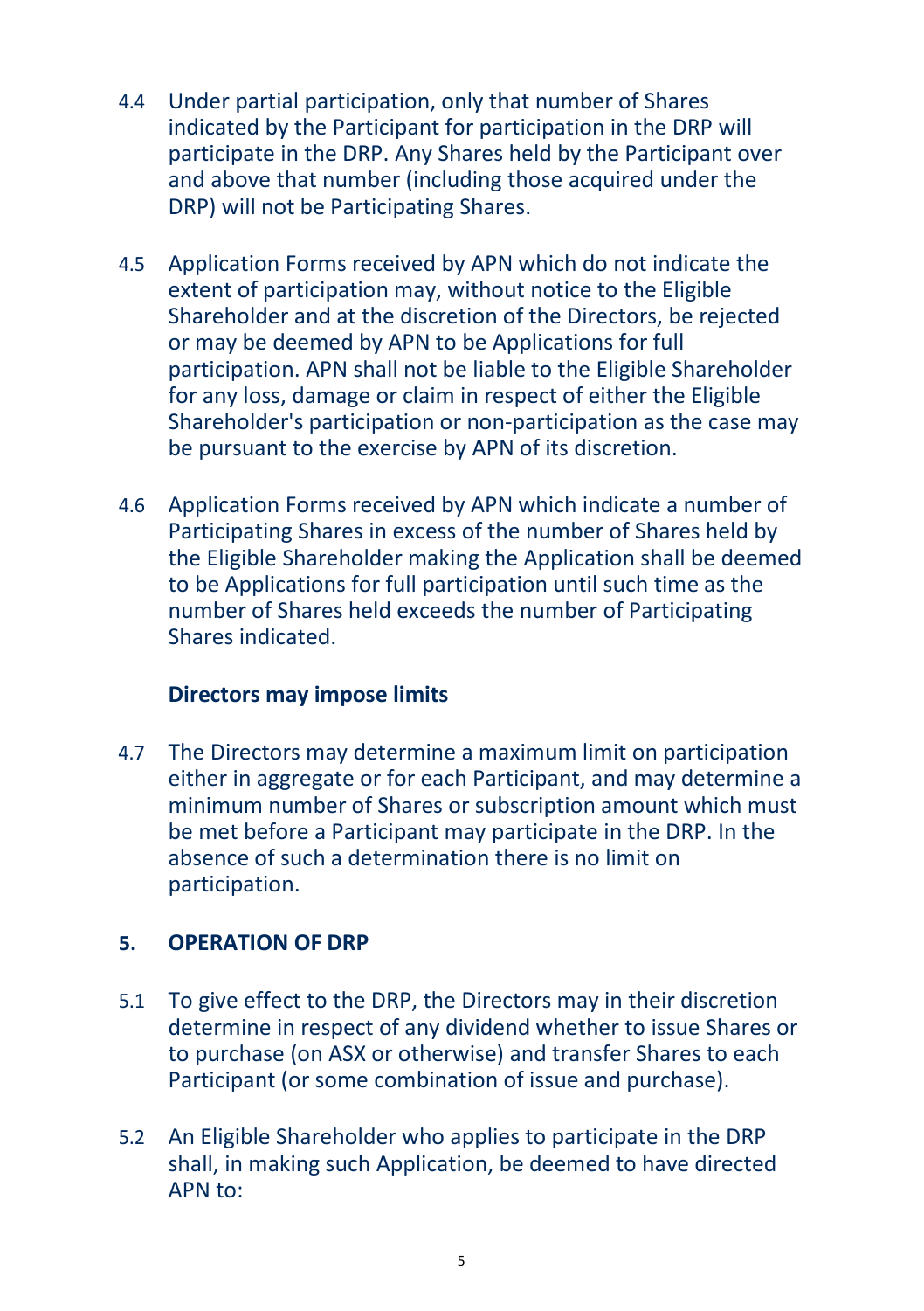4.4 Under partial participation, only that number of Shares indicated by the Participant for participation in the DRP will participate in the DRP. Any Shares held by the Participant over and above that number (including those acquired under the DRP) will not be Participating Shares.

4.5 Application Forms received by APN which do not indicate the extent of participation may, without notice to the Eligible Shareholder and at the discretion of the Directors, be rejected or may be deemed by APN to be Applications for full participation. APN shall not be liable to the Eligible Shareholder for any loss, damage or claim in respect of either the Eligible Shareholder's participation or non-participation as the case may be pursuant to the exercise by APN of its discretion.

4.6 Application Forms received by APN which indicate a number of Participating Shares in excess of the number of Shares held by the Eligible Shareholder making the Application shall be deemed to be Applications for full participation until such time as the number of Shares held exceeds the number of Participating Shares indicated.

**Directors may impose limits**

4.7 The Directors may determine a maximum limit on participation either in aggregate or for each Participant, and may determine a minimum number of Shares or subscription amount which must be met before a Participant may participate in the DRP. In the absence of such a determination there is no limit on participation.

## 5. OPERATION OF DRP

5.1 To give effect to the DRP, the Directors may in their discretion determine in respect of any dividend whether to issue Shares or to purchase (on ASX or otherwise) and transfer Shares to each Participant (or some combination of issue and purchase).

5.2 An Eligible Shareholder who applies to participate in the DRP shall, in making such Application, be deemed to have directed APN to: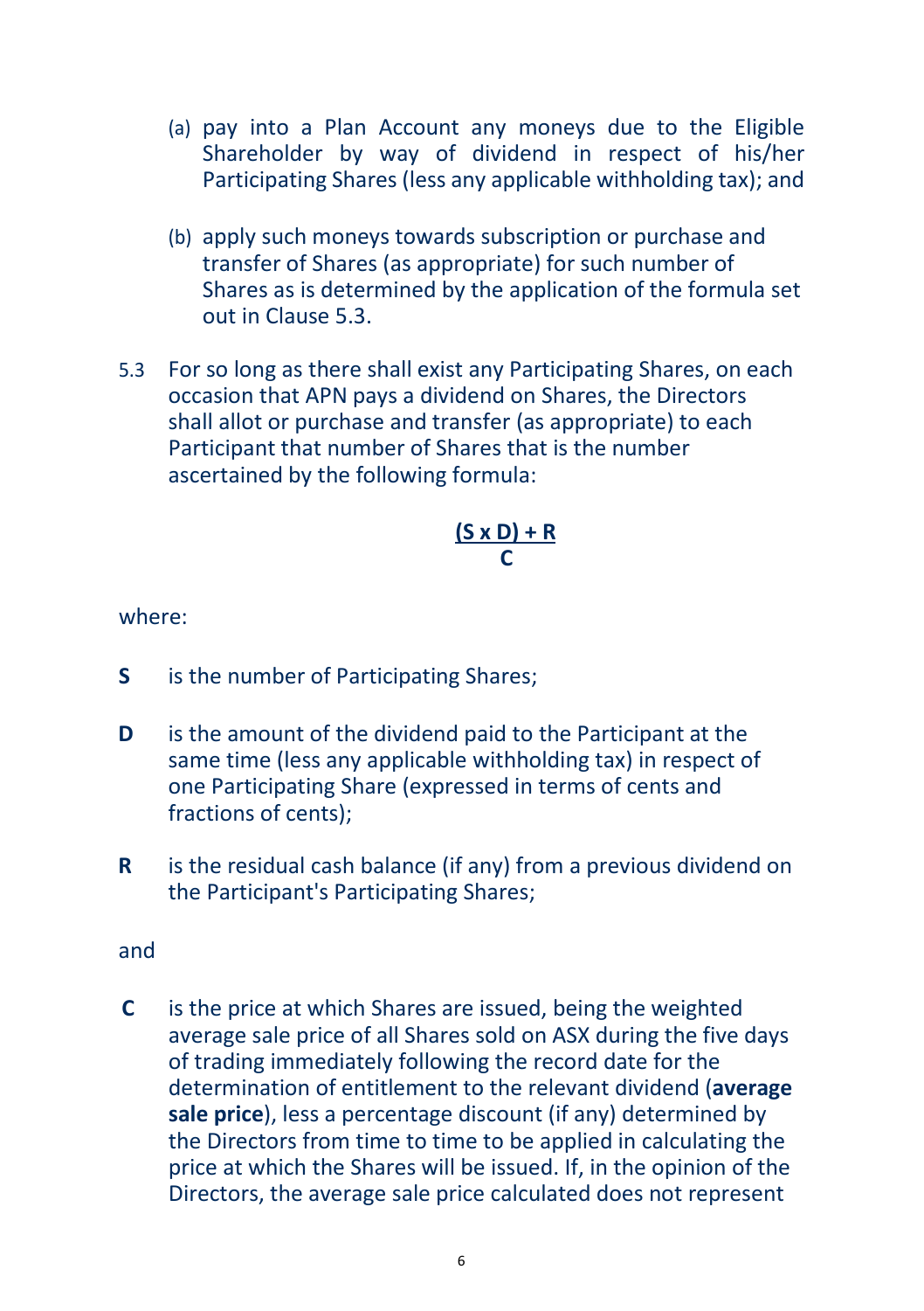(a) pay into a Plan Account any moneys due to the Eligible Shareholder by way of dividend in respect of his/her Participating Shares (less any applicable withholding tax); and

(b) apply such moneys towards subscription or purchase and transfer of Shares (as appropriate) for such number of Shares as is determined by the application of the formula set out in Clause 5.3.

5.3 For so long as there shall exist any Participating Shares, on each occasion that APN pays a dividend on Shares, the Directors shall allot or purchase and transfer (as appropriate) to each Participant that number of Shares that is the number ascertained by the following formula:

$$\frac{(S \times D) + R}{C}$$

where:

**S** is the number of Participating Shares;

**D** is the amount of the dividend paid to the Participant at the same time (less any applicable withholding tax) in respect of one Participating Share (expressed in terms of cents and fractions of cents);

**R** is the residual cash balance (if any) from a previous dividend on the Participant's Participating Shares;

and

**C** is the price at which Shares are issued, being the weighted average sale price of all Shares sold on ASX during the five days of trading immediately following the record date for the determination of entitlement to the relevant dividend (**average sale price**), less a percentage discount (if any) determined by the Directors from time to time to be applied in calculating the price at which the Shares will be issued. If, in the opinion of the Directors, the average sale price calculated does not represent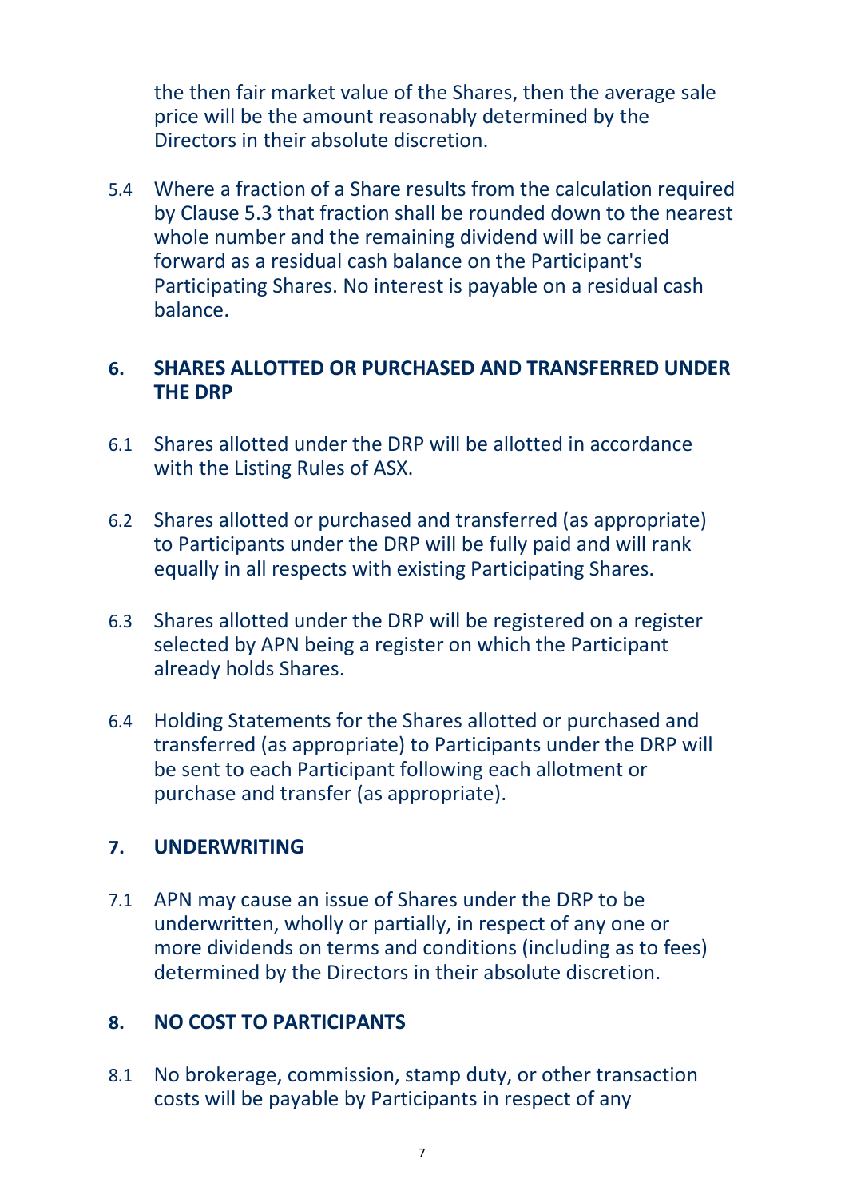the then fair market value of the Shares, then the average sale price will be the amount reasonably determined by the Directors in their absolute discretion.

5.4 Where a fraction of a Share results from the calculation required by Clause 5.3 that fraction shall be rounded down to the nearest whole number and the remaining dividend will be carried forward as a residual cash balance on the Participant's Participating Shares. No interest is payable on a residual cash balance.

## 6. SHARES ALLOTTED OR PURCHASED AND TRANSFERRED UNDER THE DRP

6.1 Shares allotted under the DRP will be allotted in accordance with the Listing Rules of ASX.

6.2 Shares allotted or purchased and transferred (as appropriate) to Participants under the DRP will be fully paid and will rank equally in all respects with existing Participating Shares.

6.3 Shares allotted under the DRP will be registered on a register selected by APN being a register on which the Participant already holds Shares.

6.4 Holding Statements for the Shares allotted or purchased and transferred (as appropriate) to Participants under the DRP will be sent to each Participant following each allotment or purchase and transfer (as appropriate).

## 7. UNDERWRITING

7.1 APN may cause an issue of Shares under the DRP to be underwritten, wholly or partially, in respect of any one or more dividends on terms and conditions (including as to fees) determined by the Directors in their absolute discretion.

## 8. NO COST TO PARTICIPANTS

8.1 No brokerage, commission, stamp duty, or other transaction costs will be payable by Participants in respect of any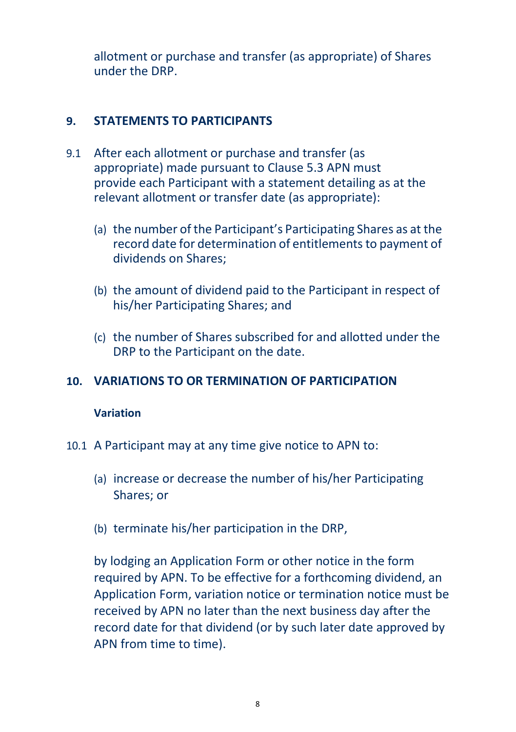allotment or purchase and transfer (as appropriate) of Shares under the DRP.

## 9. STATEMENTS TO PARTICIPANTS

9.1 After each allotment or purchase and transfer (as appropriate) made pursuant to Clause 5.3 APN must provide each Participant with a statement detailing as at the relevant allotment or transfer date (as appropriate):

(a) the number of the Participant's Participating Shares as at the record date for determination of entitlements to payment of dividends on Shares;

(b) the amount of dividend paid to the Participant in respect of his/her Participating Shares; and

(c) the number of Shares subscribed for and allotted under the DRP to the Participant on the date.

## 10. VARIATIONS TO OR TERMINATION OF PARTICIPATION

**Variation**

10.1 A Participant may at any time give notice to APN to:

(a) increase or decrease the number of his/her Participating Shares; or

(b) terminate his/her participation in the DRP,

by lodging an Application Form or other notice in the form required by APN. To be effective for a forthcoming dividend, an Application Form, variation notice or termination notice must be received by APN no later than the next business day after the record date for that dividend (or by such later date approved by APN from time to time).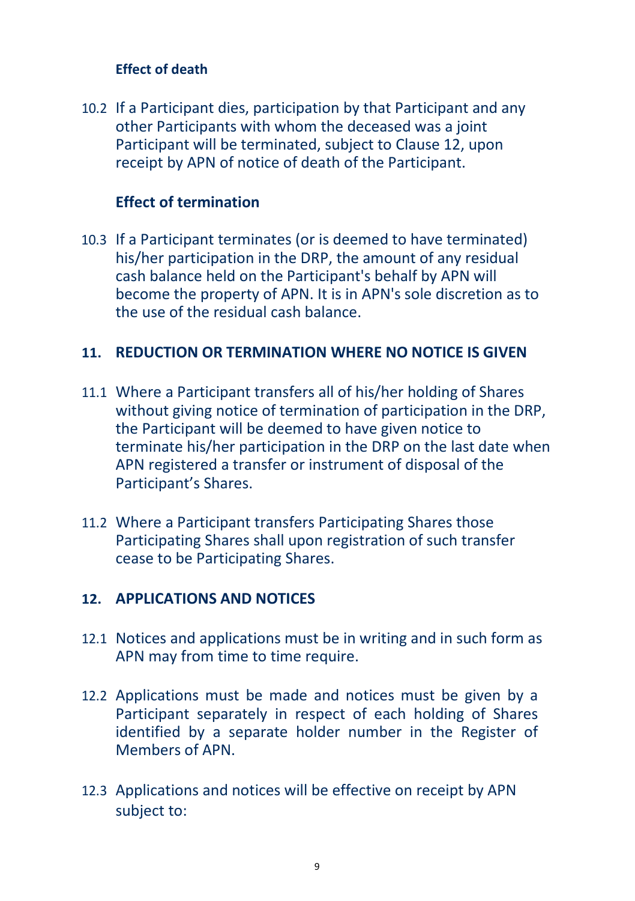### Effect of death

10.2 If a Participant dies, participation by that Participant and any other Participants with whom the deceased was a joint Participant will be terminated, subject to Clause 12, upon receipt by APN of notice of death of the Participant.

### Effect of termination

10.3 If a Participant terminates (or is deemed to have terminated) his/her participation in the DRP, the amount of any residual cash balance held on the Participant's behalf by APN will become the property of APN. It is in APN's sole discretion as to the use of the residual cash balance.

## 11. REDUCTION OR TERMINATION WHERE NO NOTICE IS GIVEN

11.1 Where a Participant transfers all of his/her holding of Shares without giving notice of termination of participation in the DRP, the Participant will be deemed to have given notice to terminate his/her participation in the DRP on the last date when APN registered a transfer or instrument of disposal of the Participant's Shares.

11.2 Where a Participant transfers Participating Shares those Participating Shares shall upon registration of such transfer cease to be Participating Shares.

## 12. APPLICATIONS AND NOTICES

12.1 Notices and applications must be in writing and in such form as APN may from time to time require.

12.2 Applications must be made and notices must be given by a Participant separately in respect of each holding of Shares identified by a separate holder number in the Register of Members of APN.

12.3 Applications and notices will be effective on receipt by APN subject to: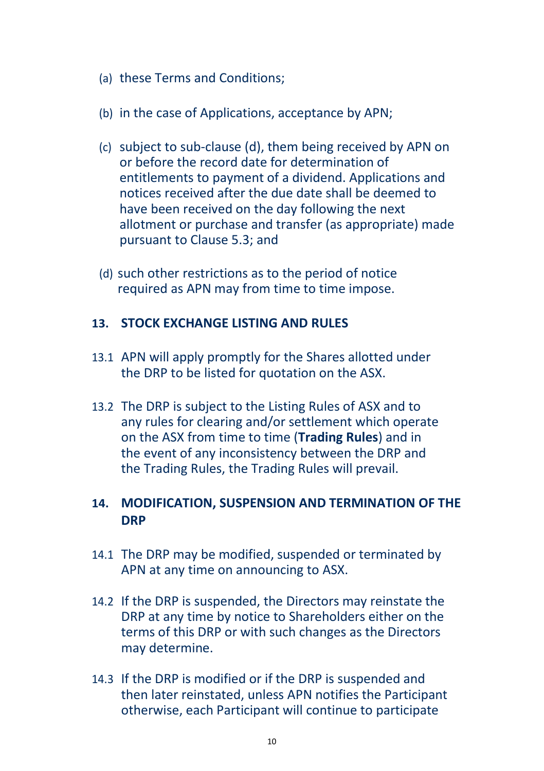(a) these Terms and Conditions;

(b) in the case of Applications, acceptance by APN;

(c) subject to sub-clause (d), them being received by APN on or before the record date for determination of entitlements to payment of a dividend. Applications and notices received after the due date shall be deemed to have been received on the day following the next allotment or purchase and transfer (as appropriate) made pursuant to Clause 5.3; and

(d) such other restrictions as to the period of notice required as APN may from time to time impose.

## 13. STOCK EXCHANGE LISTING AND RULES

13.1 APN will apply promptly for the Shares allotted under the DRP to be listed for quotation on the ASX.

13.2 The DRP is subject to the Listing Rules of ASX and to any rules for clearing and/or settlement which operate on the ASX from time to time (**Trading Rules**) and in the event of any inconsistency between the DRP and the Trading Rules, the Trading Rules will prevail.

## 14. MODIFICATION, SUSPENSION AND TERMINATION OF THE DRP

14.1 The DRP may be modified, suspended or terminated by APN at any time on announcing to ASX.

14.2 If the DRP is suspended, the Directors may reinstate the DRP at any time by notice to Shareholders either on the terms of this DRP or with such changes as the Directors may determine.

14.3 If the DRP is modified or if the DRP is suspended and then later reinstated, unless APN notifies the Participant otherwise, each Participant will continue to participate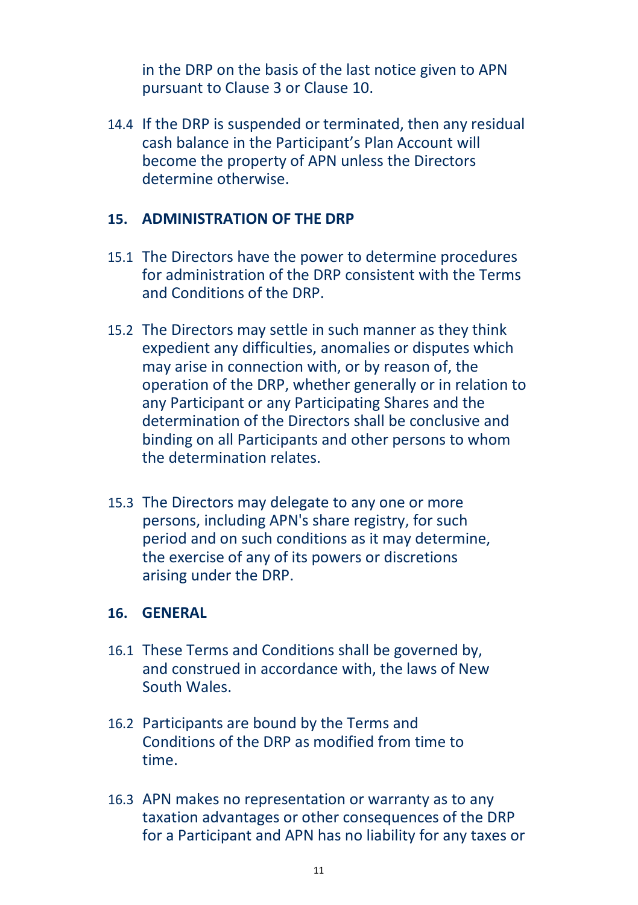in the DRP on the basis of the last notice given to APN pursuant to Clause 3 or Clause 10.

14.4 If the DRP is suspended or terminated, then any residual cash balance in the Participant's Plan Account will become the property of APN unless the Directors determine otherwise.

## 15. ADMINISTRATION OF THE DRP

15.1 The Directors have the power to determine procedures for administration of the DRP consistent with the Terms and Conditions of the DRP.

15.2 The Directors may settle in such manner as they think expedient any difficulties, anomalies or disputes which may arise in connection with, or by reason of, the operation of the DRP, whether generally or in relation to any Participant or any Participating Shares and the determination of the Directors shall be conclusive and binding on all Participants and other persons to whom the determination relates.

15.3 The Directors may delegate to any one or more persons, including APN's share registry, for such period and on such conditions as it may determine, the exercise of any of its powers or discretions arising under the DRP.

## 16. GENERAL

16.1 These Terms and Conditions shall be governed by, and construed in accordance with, the laws of New South Wales.

16.2 Participants are bound by the Terms and Conditions of the DRP as modified from time to time.

16.3 APN makes no representation or warranty as to any taxation advantages or other consequences of the DRP for a Participant and APN has no liability for any taxes or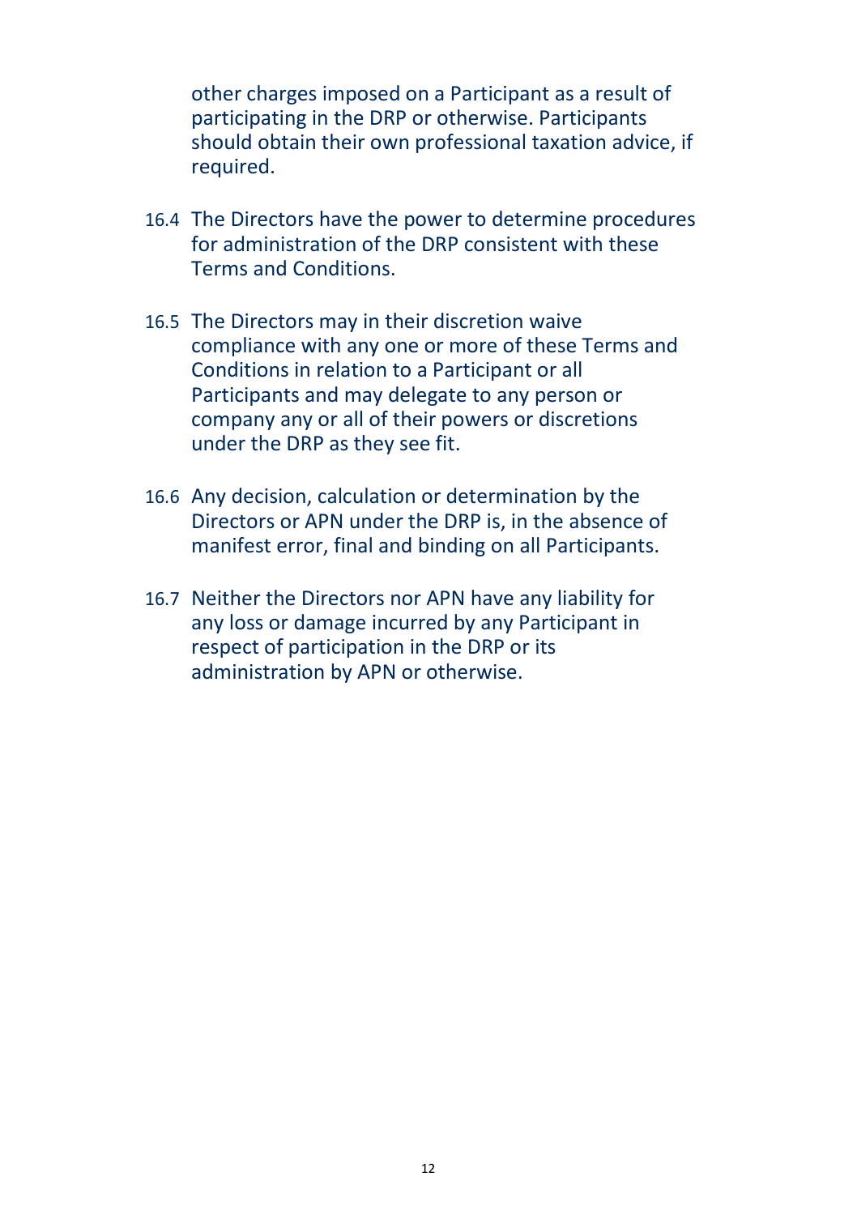other charges imposed on a Participant as a result of participating in the DRP or otherwise. Participants should obtain their own professional taxation advice, if required.

16.4 The Directors have the power to determine procedures for administration of the DRP consistent with these Terms and Conditions.

16.5 The Directors may in their discretion waive compliance with any one or more of these Terms and Conditions in relation to a Participant or all Participants and may delegate to any person or company any or all of their powers or discretions under the DRP as they see fit.

16.6 Any decision, calculation or determination by the Directors or APN under the DRP is, in the absence of manifest error, final and binding on all Participants.

16.7 Neither the Directors nor APN have any liability for any loss or damage incurred by any Participant in respect of participation in the DRP or its administration by APN or otherwise.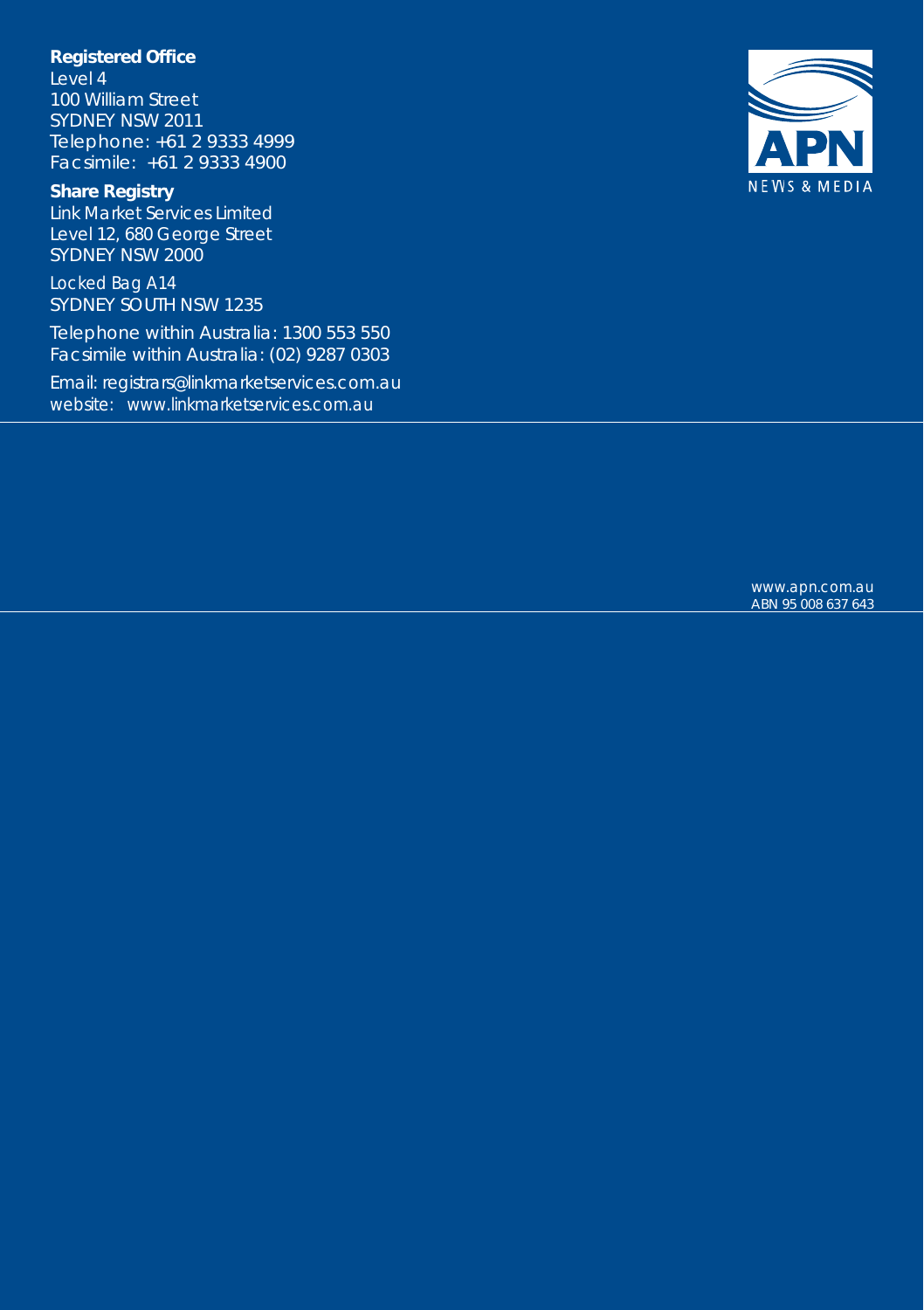**Registered Office**
Level 4
100 William Street
SYDNEY NSW 2011
Telephone: +61 2 9333 4999
Facsimile: +61 2 9333 4900

**Share Registry**
Link Market Services Limited
Level 12, 680 George Street
SYDNEY NSW 2000

Locked Bag A14
SYDNEY SOUTH NSW 1235

Telephone within Australia: 1300 553 550
Facsimile within Australia: (02) 9287 0303

Email: registrars@linkmarketservices.com.au
website: www.linkmarketservices.com.au

APN NEWS & MEDIA

www.apn.com.au
ABN 95 008 637 643